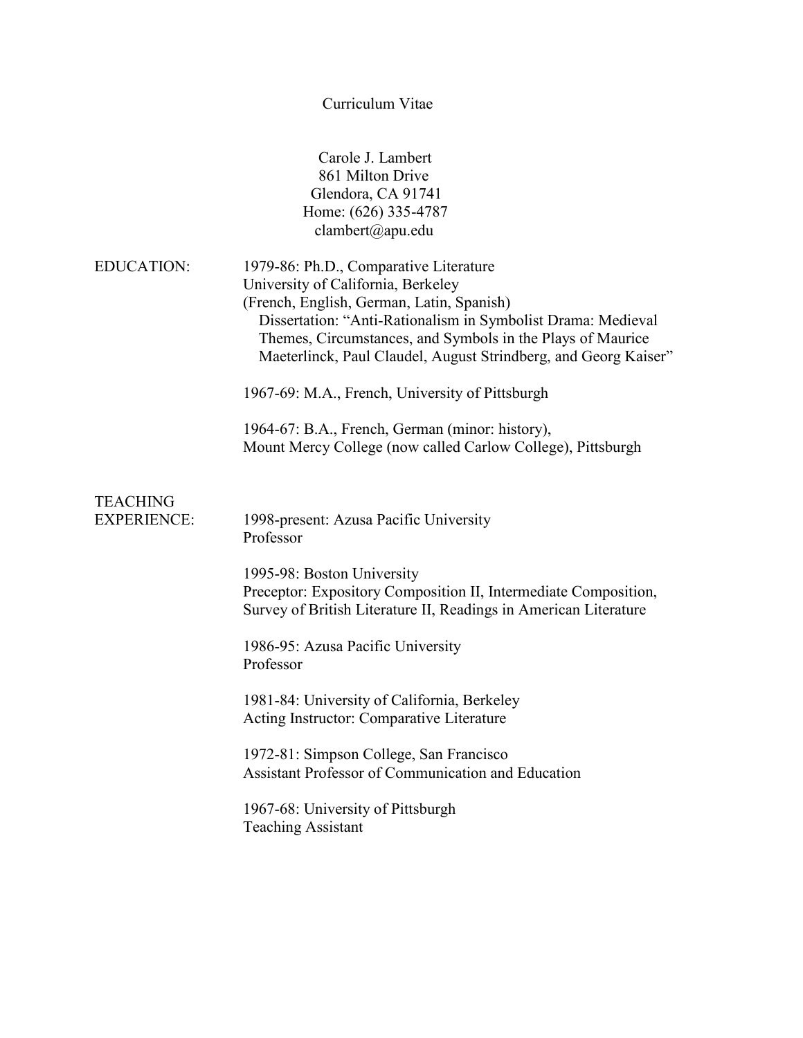# Curriculum Vitae

Carole J. Lambert
861 Milton Drive
Glendora, CA 91741
Home: (626) 335-4787
clambert@apu.edu

## EDUCATION:

1979-86: Ph.D., Comparative Literature
University of California, Berkeley
(French, English, German, Latin, Spanish)
Dissertation: "Anti-Rationalism in Symbolist Drama: Medieval Themes, Circumstances, and Symbols in the Plays of Maurice Maeterlinck, Paul Claudel, August Strindberg, and Georg Kaiser"

1967-69: M.A., French, University of Pittsburgh

1964-67: B.A., French, German (minor: history),
Mount Mercy College (now called Carlow College), Pittsburgh

## TEACHING EXPERIENCE:

1998-present: Azusa Pacific University
Professor

1995-98: Boston University
Preceptor: Expository Composition II, Intermediate Composition, Survey of British Literature II, Readings in American Literature

1986-95: Azusa Pacific University
Professor

1981-84: University of California, Berkeley
Acting Instructor: Comparative Literature

1972-81: Simpson College, San Francisco
Assistant Professor of Communication and Education

1967-68: University of Pittsburgh
Teaching Assistant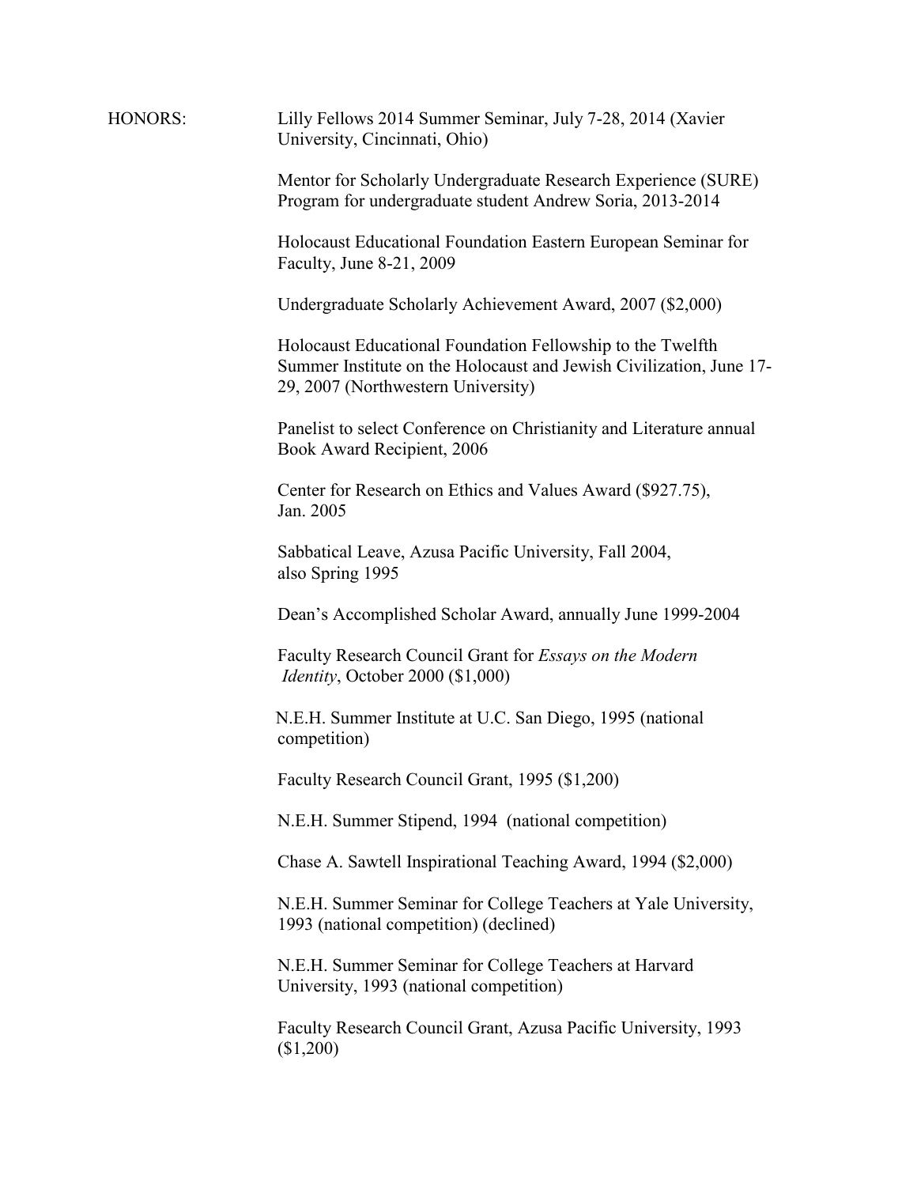**HONORS:**

Lilly Fellows 2014 Summer Seminar, July 7-28, 2014 (Xavier University, Cincinnati, Ohio)

Mentor for Scholarly Undergraduate Research Experience (SURE) Program for undergraduate student Andrew Soria, 2013-2014

Holocaust Educational Foundation Eastern European Seminar for Faculty, June 8-21, 2009

Undergraduate Scholarly Achievement Award, 2007 ($2,000)

Holocaust Educational Foundation Fellowship to the Twelfth Summer Institute on the Holocaust and Jewish Civilization, June 17-29, 2007 (Northwestern University)

Panelist to select Conference on Christianity and Literature annual Book Award Recipient, 2006

Center for Research on Ethics and Values Award ($927.75), Jan. 2005

Sabbatical Leave, Azusa Pacific University, Fall 2004, also Spring 1995

Dean's Accomplished Scholar Award, annually June 1999-2004

Faculty Research Council Grant for *Essays on the Modern Identity*, October 2000 ($1,000)

N.E.H. Summer Institute at U.C. San Diego, 1995 (national competition)

Faculty Research Council Grant, 1995 ($1,200)

N.E.H. Summer Stipend, 1994 (national competition)

Chase A. Sawtell Inspirational Teaching Award, 1994 ($2,000)

N.E.H. Summer Seminar for College Teachers at Yale University, 1993 (national competition) (declined)

N.E.H. Summer Seminar for College Teachers at Harvard University, 1993 (national competition)

Faculty Research Council Grant, Azusa Pacific University, 1993 ($1,200)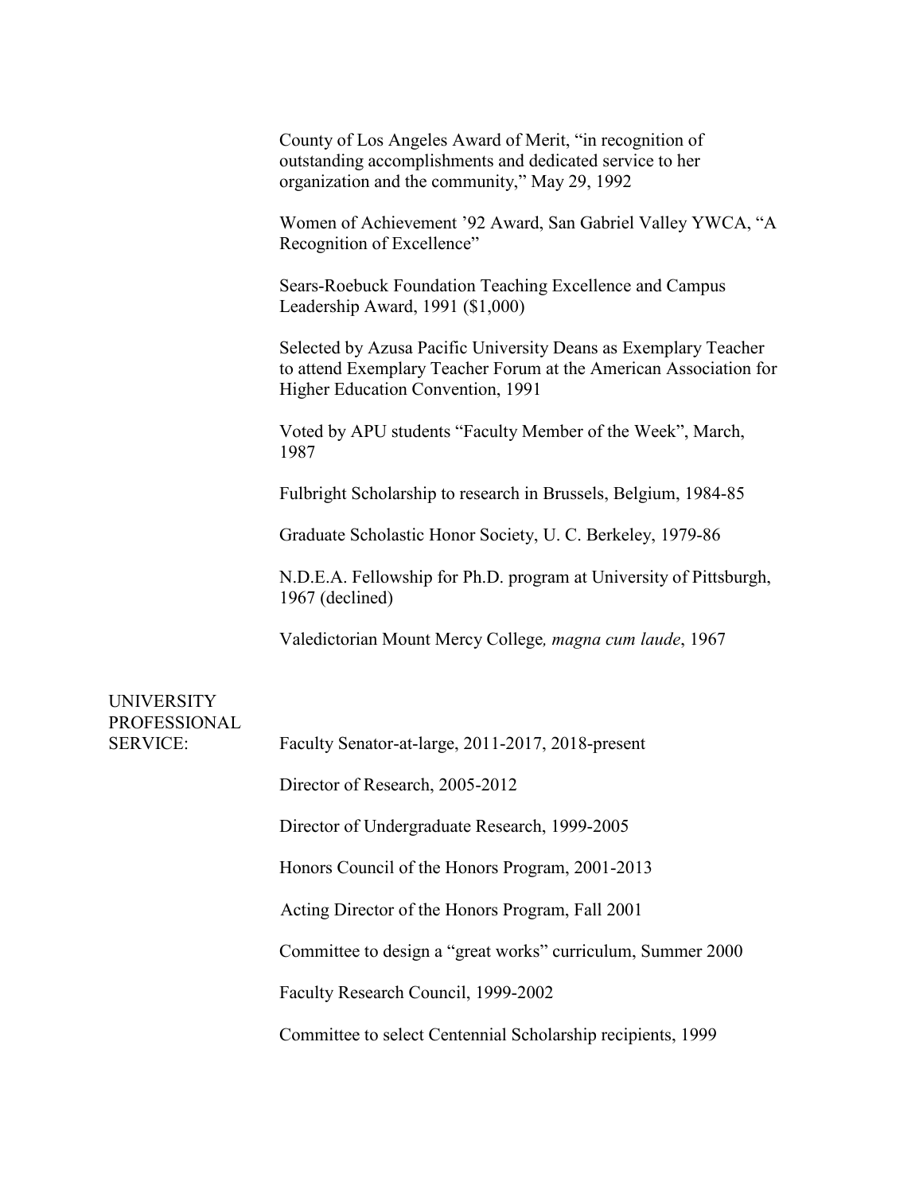County of Los Angeles Award of Merit, "in recognition of outstanding accomplishments and dedicated service to her organization and the community," May 29, 1992

Women of Achievement '92 Award, San Gabriel Valley YWCA, "A Recognition of Excellence"

Sears-Roebuck Foundation Teaching Excellence and Campus Leadership Award, 1991 ($1,000)

Selected by Azusa Pacific University Deans as Exemplary Teacher to attend Exemplary Teacher Forum at the American Association for Higher Education Convention, 1991

Voted by APU students "Faculty Member of the Week", March, 1987

Fulbright Scholarship to research in Brussels, Belgium, 1984-85

Graduate Scholastic Honor Society, U. C. Berkeley, 1979-86

N.D.E.A. Fellowship for Ph.D. program at University of Pittsburgh, 1967 (declined)

Valedictorian Mount Mercy College*, magna cum laude*, 1967

UNIVERSITY PROFESSIONAL SERVICE:

Faculty Senator-at-large, 2011-2017, 2018-present

Director of Research, 2005-2012

Director of Undergraduate Research, 1999-2005

Honors Council of the Honors Program, 2001-2013

Acting Director of the Honors Program, Fall 2001

Committee to design a "great works" curriculum, Summer 2000

Faculty Research Council, 1999-2002

Committee to select Centennial Scholarship recipients, 1999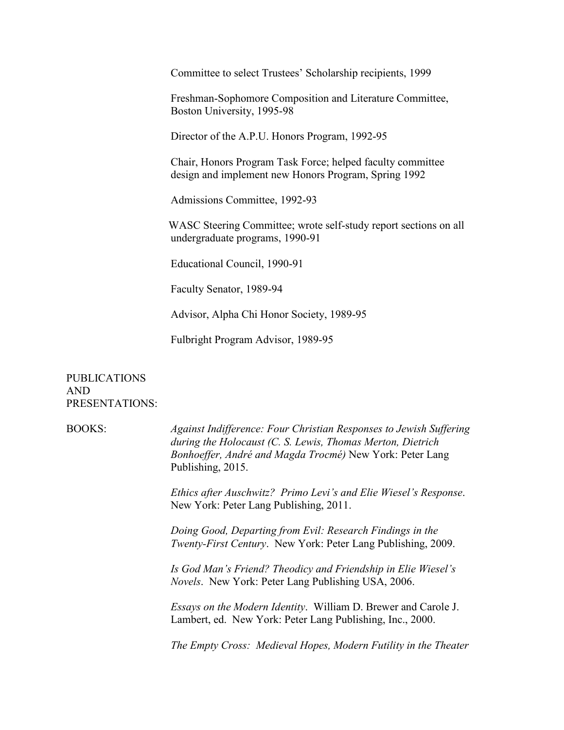Committee to select Trustees' Scholarship recipients, 1999

Freshman-Sophomore Composition and Literature Committee, Boston University, 1995-98

Director of the A.P.U. Honors Program, 1992-95

Chair, Honors Program Task Force; helped faculty committee design and implement new Honors Program, Spring 1992

Admissions Committee, 1992-93

WASC Steering Committee; wrote self-study report sections on all undergraduate programs, 1990-91

Educational Council, 1990-91

Faculty Senator, 1989-94

Advisor, Alpha Chi Honor Society, 1989-95

Fulbright Program Advisor, 1989-95

## PUBLICATIONS AND PRESENTATIONS:

### BOOKS:

*Against Indifference: Four Christian Responses to Jewish Suffering during the Holocaust (C. S. Lewis, Thomas Merton, Dietrich Bonhoeffer, André and Magda Trocmé)* New York: Peter Lang Publishing, 2015.

*Ethics after Auschwitz? Primo Levi's and Elie Wiesel's Response*. New York: Peter Lang Publishing, 2011.

*Doing Good, Departing from Evil: Research Findings in the Twenty-First Century*. New York: Peter Lang Publishing, 2009.

*Is God Man's Friend? Theodicy and Friendship in Elie Wiesel's Novels*. New York: Peter Lang Publishing USA, 2006.

*Essays on the Modern Identity*. William D. Brewer and Carole J. Lambert, ed. New York: Peter Lang Publishing, Inc., 2000.

*The Empty Cross: Medieval Hopes, Modern Futility in the Theater*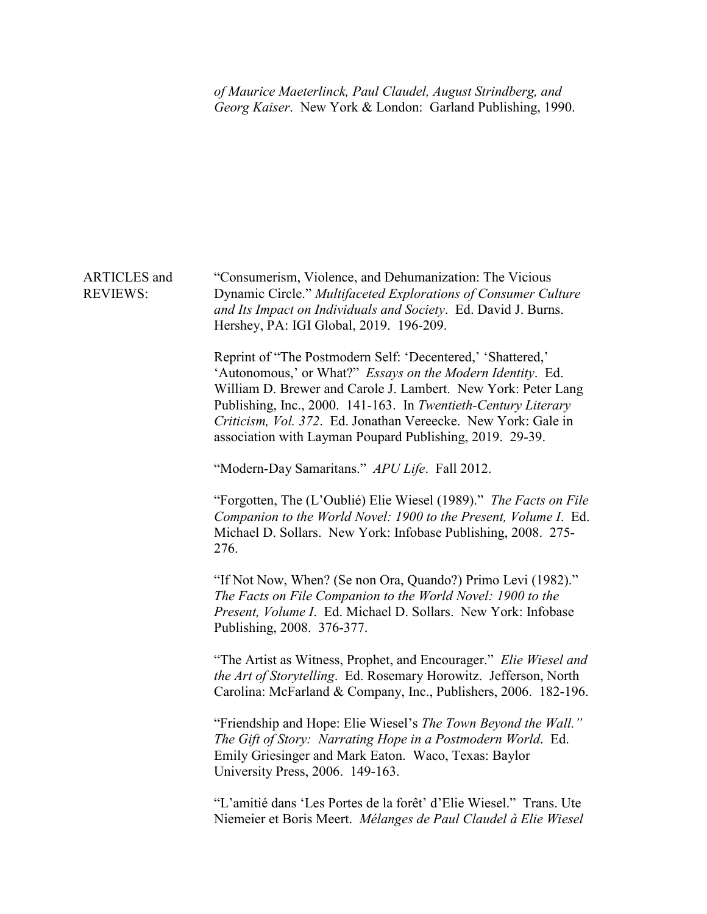*of Maurice Maeterlinck, Paul Claudel, August Strindberg, and Georg Kaiser*. New York & London: Garland Publishing, 1990.

ARTICLES and REVIEWS:

"Consumerism, Violence, and Dehumanization: The Vicious Dynamic Circle." *Multifaceted Explorations of Consumer Culture and Its Impact on Individuals and Society*. Ed. David J. Burns. Hershey, PA: IGI Global, 2019. 196-209.

Reprint of "The Postmodern Self: 'Decentered,' 'Shattered,' 'Autonomous,' or What?" *Essays on the Modern Identity*. Ed. William D. Brewer and Carole J. Lambert. New York: Peter Lang Publishing, Inc., 2000. 141-163. In *Twentieth-Century Literary Criticism, Vol. 372*. Ed. Jonathan Vereecke. New York: Gale in association with Layman Poupard Publishing, 2019. 29-39.

"Modern-Day Samaritans." *APU Life*. Fall 2012.

"Forgotten, The (L'Oublié) Elie Wiesel (1989)." *The Facts on File Companion to the World Novel: 1900 to the Present, Volume I*. Ed. Michael D. Sollars. New York: Infobase Publishing, 2008. 275-276.

"If Not Now, When? (Se non Ora, Quando?) Primo Levi (1982)." *The Facts on File Companion to the World Novel: 1900 to the Present, Volume I*. Ed. Michael D. Sollars. New York: Infobase Publishing, 2008. 376-377.

"The Artist as Witness, Prophet, and Encourager." *Elie Wiesel and the Art of Storytelling*. Ed. Rosemary Horowitz. Jefferson, North Carolina: McFarland & Company, Inc., Publishers, 2006. 182-196.

"Friendship and Hope: Elie Wiesel's *The Town Beyond the Wall." The Gift of Story: Narrating Hope in a Postmodern World*. Ed. Emily Griesinger and Mark Eaton. Waco, Texas: Baylor University Press, 2006. 149-163.

"L'amitié dans 'Les Portes de la forêt' d'Elie Wiesel." Trans. Ute Niemeier et Boris Meert. *Mélanges de Paul Claudel à Elie Wiesel*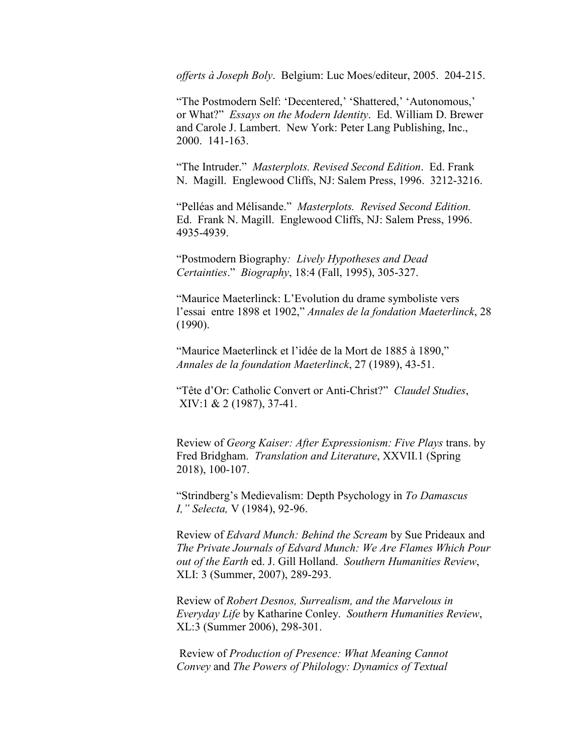*offerts à Joseph Boly*. Belgium: Luc Moes/editeur, 2005. 204-215.

"The Postmodern Self: 'Decentered,' 'Shattered,' 'Autonomous,' or What?" *Essays on the Modern Identity*. Ed. William D. Brewer and Carole J. Lambert. New York: Peter Lang Publishing, Inc., 2000. 141-163.

"The Intruder." *Masterplots. Revised Second Edition*. Ed. Frank N. Magill. Englewood Cliffs, NJ: Salem Press, 1996. 3212-3216.

"Pelléas and Mélisande." *Masterplots. Revised Second Edition.* Ed. Frank N. Magill. Englewood Cliffs, NJ: Salem Press, 1996. 4935-4939.

"Postmodern Biography*: Lively Hypotheses and Dead Certainties*." *Biography*, 18:4 (Fall, 1995), 305-327.

"Maurice Maeterlinck: L'Evolution du drame symboliste vers l'essai entre 1898 et 1902," *Annales de la fondation Maeterlinck*, 28 (1990).

"Maurice Maeterlinck et l'idée de la Mort de 1885 à 1890," *Annales de la foundation Maeterlinck*, 27 (1989), 43-51.

"Tête d'Or: Catholic Convert or Anti-Christ?" *Claudel Studies*, XIV:1 & 2 (1987), 37-41.

Review of *Georg Kaiser: After Expressionism: Five Plays* trans. by Fred Bridgham. *Translation and Literature*, XXVII.1 (Spring 2018), 100-107.

"Strindberg's Medievalism: Depth Psychology in *To Damascus I," Selecta,* V (1984), 92-96.

Review of *Edvard Munch: Behind the Scream* by Sue Prideaux and *The Private Journals of Edvard Munch: We Are Flames Which Pour out of the Earth* ed. J. Gill Holland. *Southern Humanities Review*, XLI: 3 (Summer, 2007), 289-293.

Review of *Robert Desnos, Surrealism, and the Marvelous in Everyday Life* by Katharine Conley. *Southern Humanities Review*, XL:3 (Summer 2006), 298-301.

Review of *Production of Presence: What Meaning Cannot Convey* and *The Powers of Philology: Dynamics of Textual*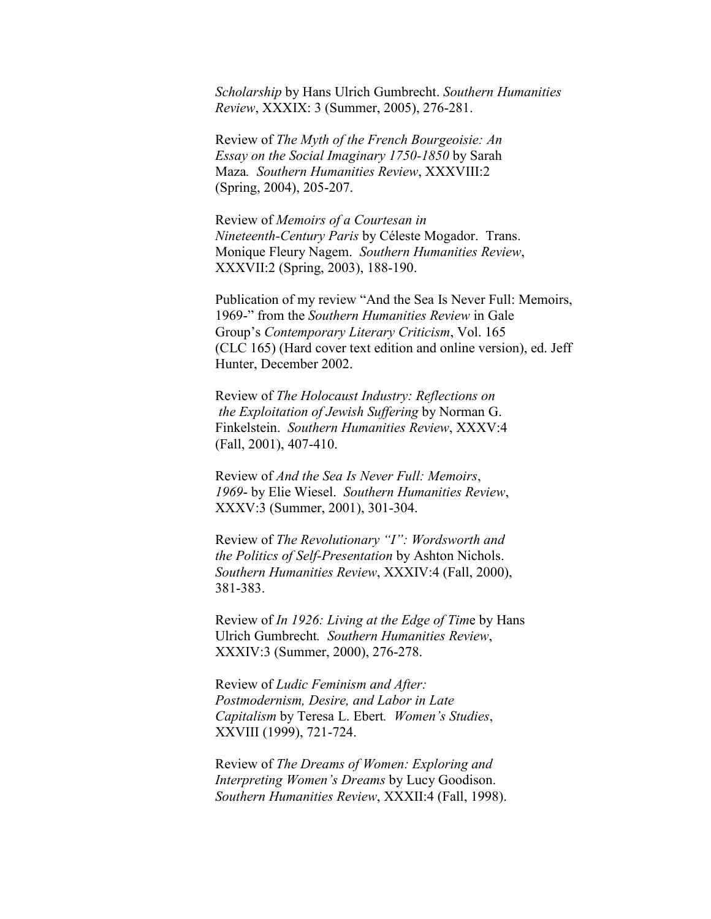*Scholarship* by Hans Ulrich Gumbrecht. *Southern Humanities Review*, XXXIX: 3 (Summer, 2005), 276-281.

Review of *The Myth of the French Bourgeoisie: An Essay on the Social Imaginary 1750-1850* by Sarah Maza. *Southern Humanities Review*, XXXVIII:2 (Spring, 2004), 205-207.

Review of *Memoirs of a Courtesan in Nineteenth-Century Paris* by Céleste Mogador. Trans. Monique Fleury Nagem. *Southern Humanities Review*, XXXVII:2 (Spring, 2003), 188-190.

Publication of my review "And the Sea Is Never Full: Memoirs, 1969-" from the *Southern Humanities Review* in Gale Group's *Contemporary Literary Criticism*, Vol. 165 (CLC 165) (Hard cover text edition and online version), ed. Jeff Hunter, December 2002.

Review of *The Holocaust Industry: Reflections on the Exploitation of Jewish Suffering* by Norman G. Finkelstein. *Southern Humanities Review*, XXXV:4 (Fall, 2001), 407-410.

Review of *And the Sea Is Never Full: Memoirs, 1969-* by Elie Wiesel. *Southern Humanities Review*, XXXV:3 (Summer, 2001), 301-304.

Review of *The Revolutionary "I": Wordsworth and the Politics of Self-Presentation* by Ashton Nichols. *Southern Humanities Review*, XXXIV:4 (Fall, 2000), 381-383.

Review of *In 1926: Living at the Edge of Time* by Hans Ulrich Gumbrecht. *Southern Humanities Review*, XXXIV:3 (Summer, 2000), 276-278.

Review of *Ludic Feminism and After: Postmodernism, Desire, and Labor in Late Capitalism* by Teresa L. Ebert. *Women's Studies*, XXVIII (1999), 721-724.

Review of *The Dreams of Women: Exploring and Interpreting Women's Dreams* by Lucy Goodison. *Southern Humanities Review*, XXXII:4 (Fall, 1998).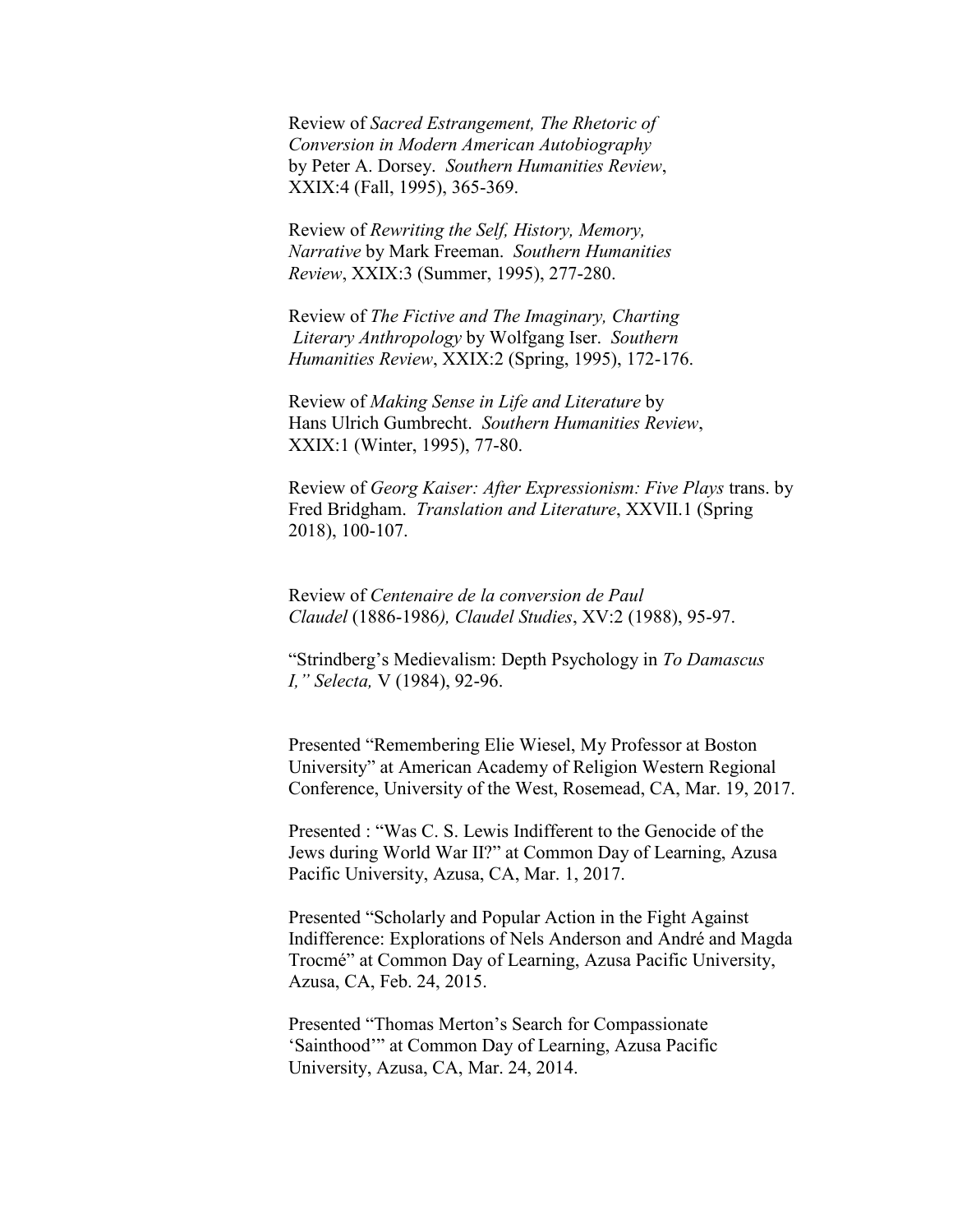Review of *Sacred Estrangement, The Rhetoric of Conversion in Modern American Autobiography* by Peter A. Dorsey. *Southern Humanities Review*, XXIX:4 (Fall, 1995), 365-369.

Review of *Rewriting the Self, History, Memory, Narrative* by Mark Freeman. *Southern Humanities Review*, XXIX:3 (Summer, 1995), 277-280.

Review of *The Fictive and The Imaginary, Charting Literary Anthropology* by Wolfgang Iser. *Southern Humanities Review*, XXIX:2 (Spring, 1995), 172-176.

Review of *Making Sense in Life and Literature* by Hans Ulrich Gumbrecht. *Southern Humanities Review*, XXIX:1 (Winter, 1995), 77-80.

Review of *Georg Kaiser: After Expressionism: Five Plays* trans. by Fred Bridgham. *Translation and Literature*, XXVII.1 (Spring 2018), 100-107.

Review of *Centenaire de la conversion de Paul Claudel* (1886-1986*), Claudel Studies*, XV:2 (1988), 95-97.

"Strindberg's Medievalism: Depth Psychology in *To Damascus I," Selecta,* V (1984), 92-96.

Presented "Remembering Elie Wiesel, My Professor at Boston University" at American Academy of Religion Western Regional Conference, University of the West, Rosemead, CA, Mar. 19, 2017.

Presented : "Was C. S. Lewis Indifferent to the Genocide of the Jews during World War II?" at Common Day of Learning, Azusa Pacific University, Azusa, CA, Mar. 1, 2017.

Presented "Scholarly and Popular Action in the Fight Against Indifference: Explorations of Nels Anderson and André and Magda Trocmé" at Common Day of Learning, Azusa Pacific University, Azusa, CA, Feb. 24, 2015.

Presented "Thomas Merton's Search for Compassionate 'Sainthood'" at Common Day of Learning, Azusa Pacific University, Azusa, CA, Mar. 24, 2014.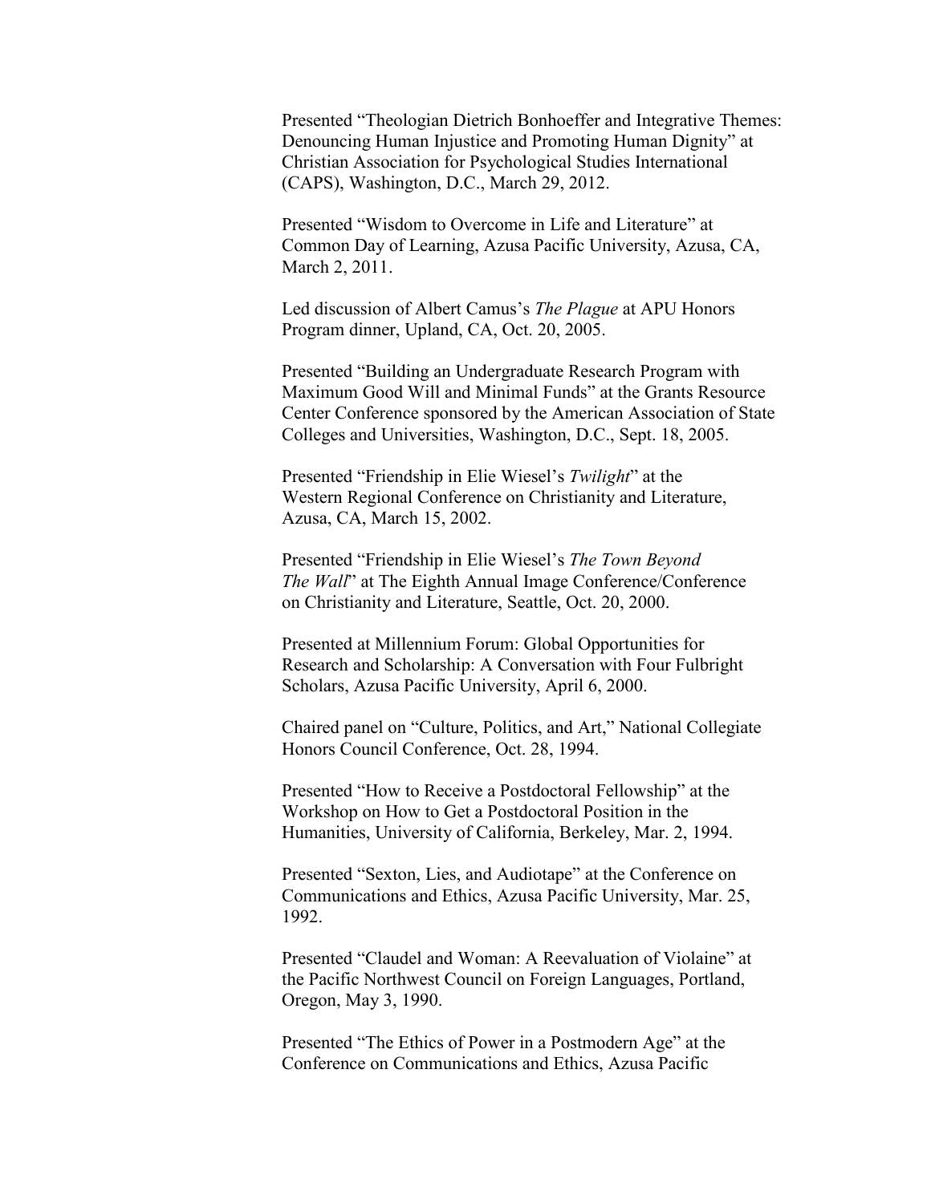Presented "Theologian Dietrich Bonhoeffer and Integrative Themes: Denouncing Human Injustice and Promoting Human Dignity" at Christian Association for Psychological Studies International (CAPS), Washington, D.C., March 29, 2012.

Presented "Wisdom to Overcome in Life and Literature" at Common Day of Learning, Azusa Pacific University, Azusa, CA, March 2, 2011.

Led discussion of Albert Camus's *The Plague* at APU Honors Program dinner, Upland, CA, Oct. 20, 2005.

Presented "Building an Undergraduate Research Program with Maximum Good Will and Minimal Funds" at the Grants Resource Center Conference sponsored by the American Association of State Colleges and Universities, Washington, D.C., Sept. 18, 2005.

Presented "Friendship in Elie Wiesel's *Twilight*" at the Western Regional Conference on Christianity and Literature, Azusa, CA, March 15, 2002.

Presented "Friendship in Elie Wiesel's *The Town Beyond The Wall*" at The Eighth Annual Image Conference/Conference on Christianity and Literature, Seattle, Oct. 20, 2000.

Presented at Millennium Forum: Global Opportunities for Research and Scholarship: A Conversation with Four Fulbright Scholars, Azusa Pacific University, April 6, 2000.

Chaired panel on "Culture, Politics, and Art," National Collegiate Honors Council Conference, Oct. 28, 1994.

Presented "How to Receive a Postdoctoral Fellowship" at the Workshop on How to Get a Postdoctoral Position in the Humanities, University of California, Berkeley, Mar. 2, 1994.

Presented "Sexton, Lies, and Audiotape" at the Conference on Communications and Ethics, Azusa Pacific University, Mar. 25, 1992.

Presented "Claudel and Woman: A Reevaluation of Violaine" at the Pacific Northwest Council on Foreign Languages, Portland, Oregon, May 3, 1990.

Presented "The Ethics of Power in a Postmodern Age" at the Conference on Communications and Ethics, Azusa Pacific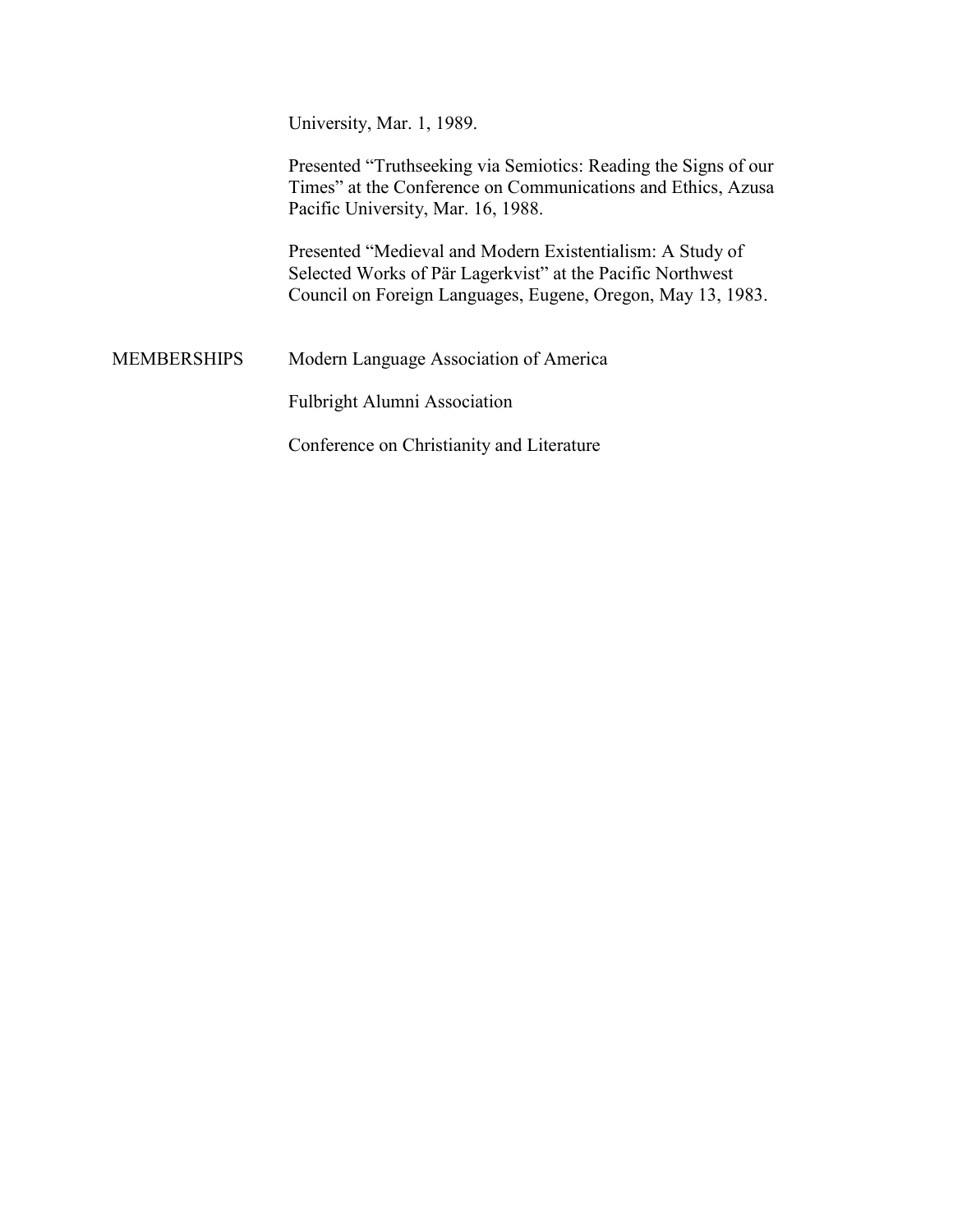University, Mar. 1, 1989.

Presented "Truthseeking via Semiotics: Reading the Signs of our Times" at the Conference on Communications and Ethics, Azusa Pacific University, Mar. 16, 1988.

Presented "Medieval and Modern Existentialism: A Study of Selected Works of Pär Lagerkvist" at the Pacific Northwest Council on Foreign Languages, Eugene, Oregon, May 13, 1983.

## MEMBERSHIPS

Modern Language Association of America

Fulbright Alumni Association

Conference on Christianity and Literature